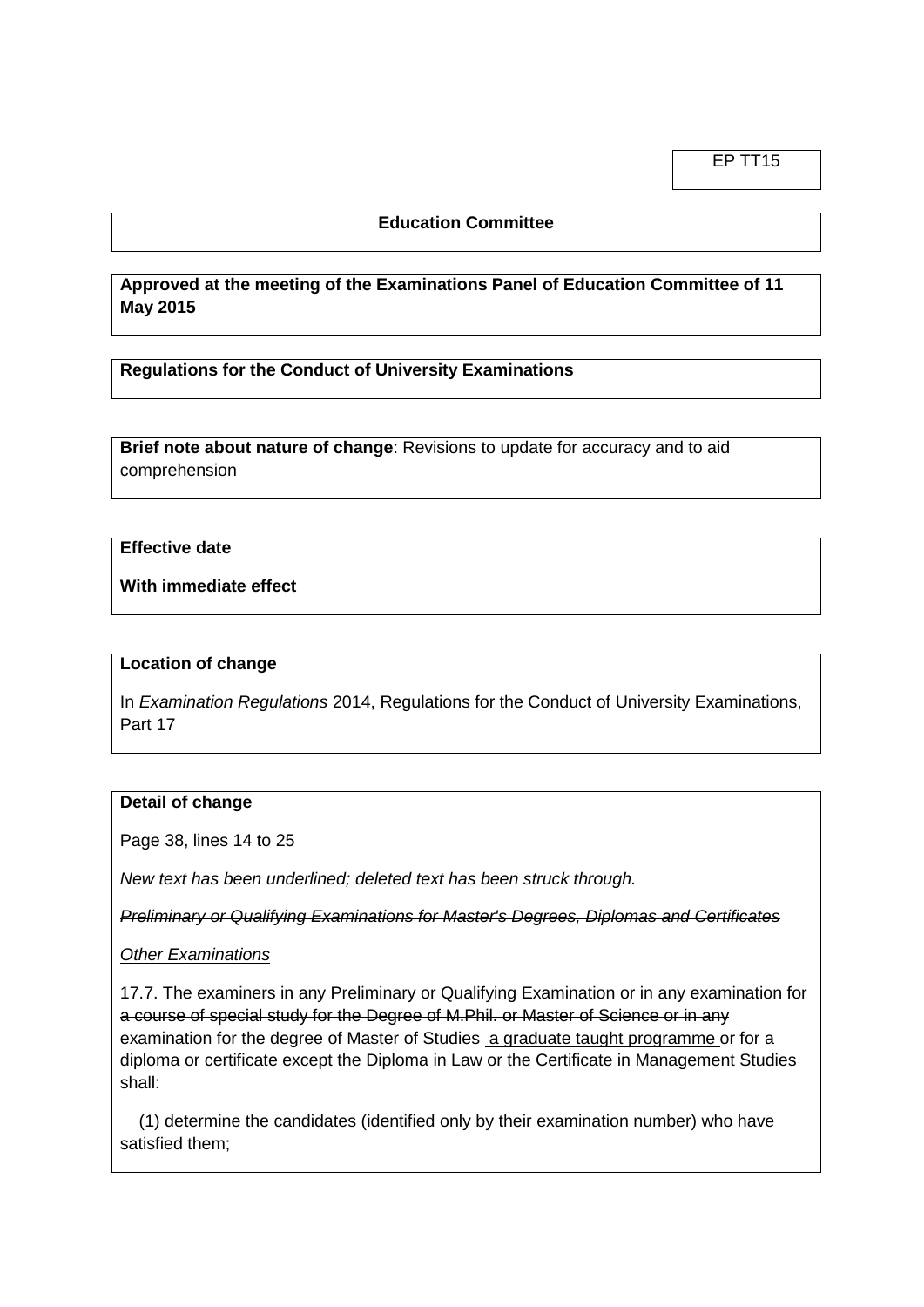EP TT15

**Education Committee**

**Approved at the meeting of the Examinations Panel of Education Committee of 11 May 2015**

**Regulations for the Conduct of University Examinations**

**Brief note about nature of change**: Revisions to update for accuracy and to aid comprehension

**Effective date**

**With immediate effect**

**Location of change**

In *Examination Regulations* 2014, Regulations for the Conduct of University Examinations, Part 17

**Detail of change**

Page 38, lines 14 to 25

*New text has been underlined; deleted text has been struck through.*

~~*Preliminary or Qualifying Examinations for Master's Degrees, Diplomas and Certificates*~~

<u>*Other Examinations*</u>

17.7. The examiners in any Preliminary or Qualifying Examination or in any examination for ~~a course of special study for the Degree of M.Phil. or Master of Science or in any examination for the degree of Master of Studies~~ <u>a graduate taught programme</u> or for a diploma or certificate except the Diploma in Law or the Certificate in Management Studies shall:

(1) determine the candidates (identified only by their examination number) who have satisfied them;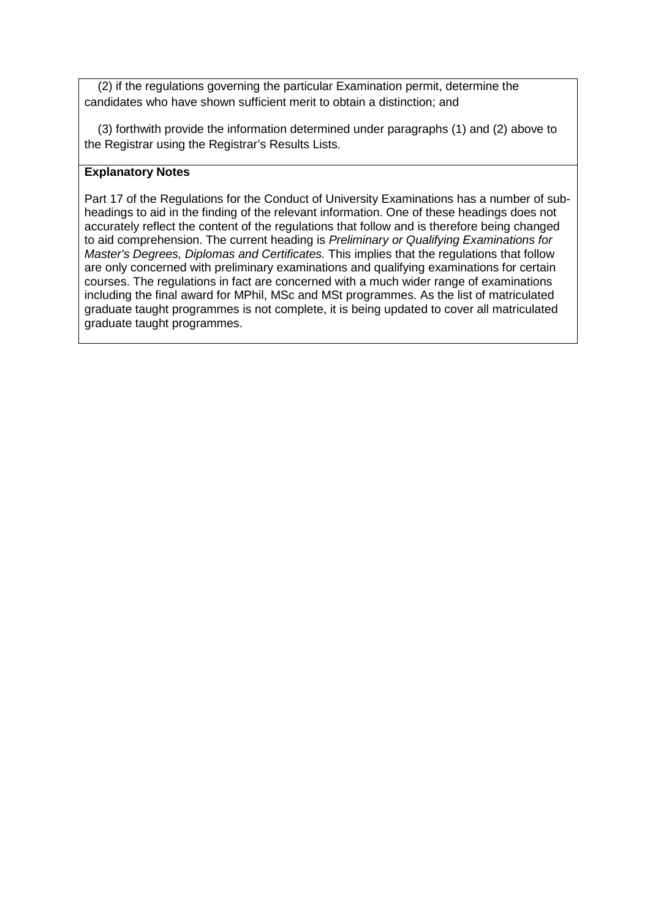(2) if the regulations governing the particular Examination permit, determine the candidates who have shown sufficient merit to obtain a distinction; and

(3) forthwith provide the information determined under paragraphs (1) and (2) above to the Registrar using the Registrar's Results Lists.

**Explanatory Notes**

Part 17 of the Regulations for the Conduct of University Examinations has a number of sub-headings to aid in the finding of the relevant information. One of these headings does not accurately reflect the content of the regulations that follow and is therefore being changed to aid comprehension. The current heading is *Preliminary or Qualifying Examinations for Master's Degrees, Diplomas and Certificates.* This implies that the regulations that follow are only concerned with preliminary examinations and qualifying examinations for certain courses. The regulations in fact are concerned with a much wider range of examinations including the final award for MPhil, MSc and MSt programmes. As the list of matriculated graduate taught programmes is not complete, it is being updated to cover all matriculated graduate taught programmes.